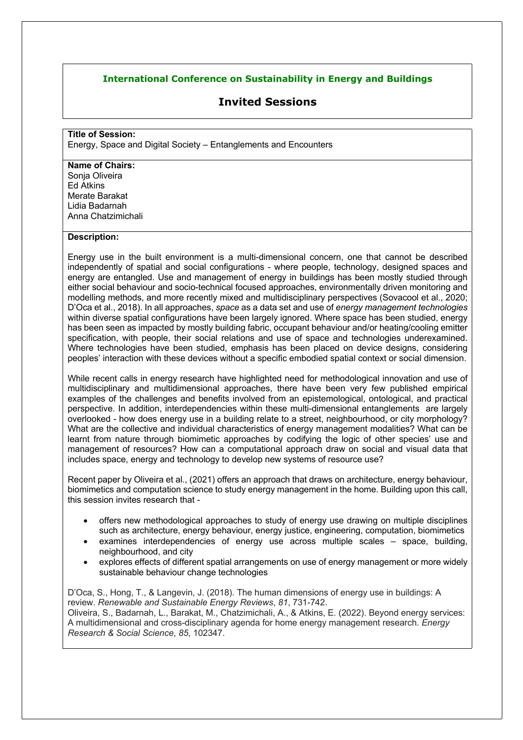**International Conference on Sustainability in Energy and Buildings**

# Invited Sessions

**Title of Session:**
Energy, Space and Digital Society – Entanglements and Encounters

**Name of Chairs:**
Sonja Oliveira
Ed Atkins
Merate Barakat
Lidia Badarnah
Anna Chatzimichali

**Description:**

Energy use in the built environment is a multi-dimensional concern, one that cannot be described independently of spatial and social configurations - where people, technology, designed spaces and energy are entangled. Use and management of energy in buildings has been mostly studied through either social behaviour and socio-technical focused approaches, environmentally driven monitoring and modelling methods, and more recently mixed and multidisciplinary perspectives (Sovacool et al., 2020; D'Oca et al., 2018). In all approaches, *space* as a data set and use of *energy management technologies* within diverse spatial configurations have been largely ignored. Where space has been studied, energy has been seen as impacted by mostly building fabric, occupant behaviour and/or heating/cooling emitter specification, with people, their social relations and use of space and technologies underexamined. Where technologies have been studied, emphasis has been placed on device designs, considering peoples' interaction with these devices without a specific embodied spatial context or social dimension.

While recent calls in energy research have highlighted need for methodological innovation and use of multidisciplinary and multidimensional approaches, there have been very few published empirical examples of the challenges and benefits involved from an epistemological, ontological, and practical perspective. In addition, interdependencies within these multi-dimensional entanglements are largely overlooked - how does energy use in a building relate to a street, neighbourhood, or city morphology? What are the collective and individual characteristics of energy management modalities? What can be learnt from nature through biomimetic approaches by codifying the logic of other species' use and management of resources? How can a computational approach draw on social and visual data that includes space, energy and technology to develop new systems of resource use?

Recent paper by Oliveira et al., (2021) offers an approach that draws on architecture, energy behaviour, biomimetics and computation science to study energy management in the home. Building upon this call, this session invites research that -

- offers new methodological approaches to study of energy use drawing on multiple disciplines such as architecture, energy behaviour, energy justice, engineering, computation, biomimetics
- examines interdependencies of energy use across multiple scales – space, building, neighbourhood, and city
- explores effects of different spatial arrangements on use of energy management or more widely sustainable behaviour change technologies

D'Oca, S., Hong, T., & Langevin, J. (2018). The human dimensions of energy use in buildings: A review. *Renewable and Sustainable Energy Reviews*, *81*, 731-742.
Oliveira, S., Badarnah, L., Barakat, M., Chatzimichali, A., & Atkins, E. (2022). Beyond energy services: A multidimensional and cross-disciplinary agenda for home energy management research. *Energy Research & Social Science*, *85*, 102347.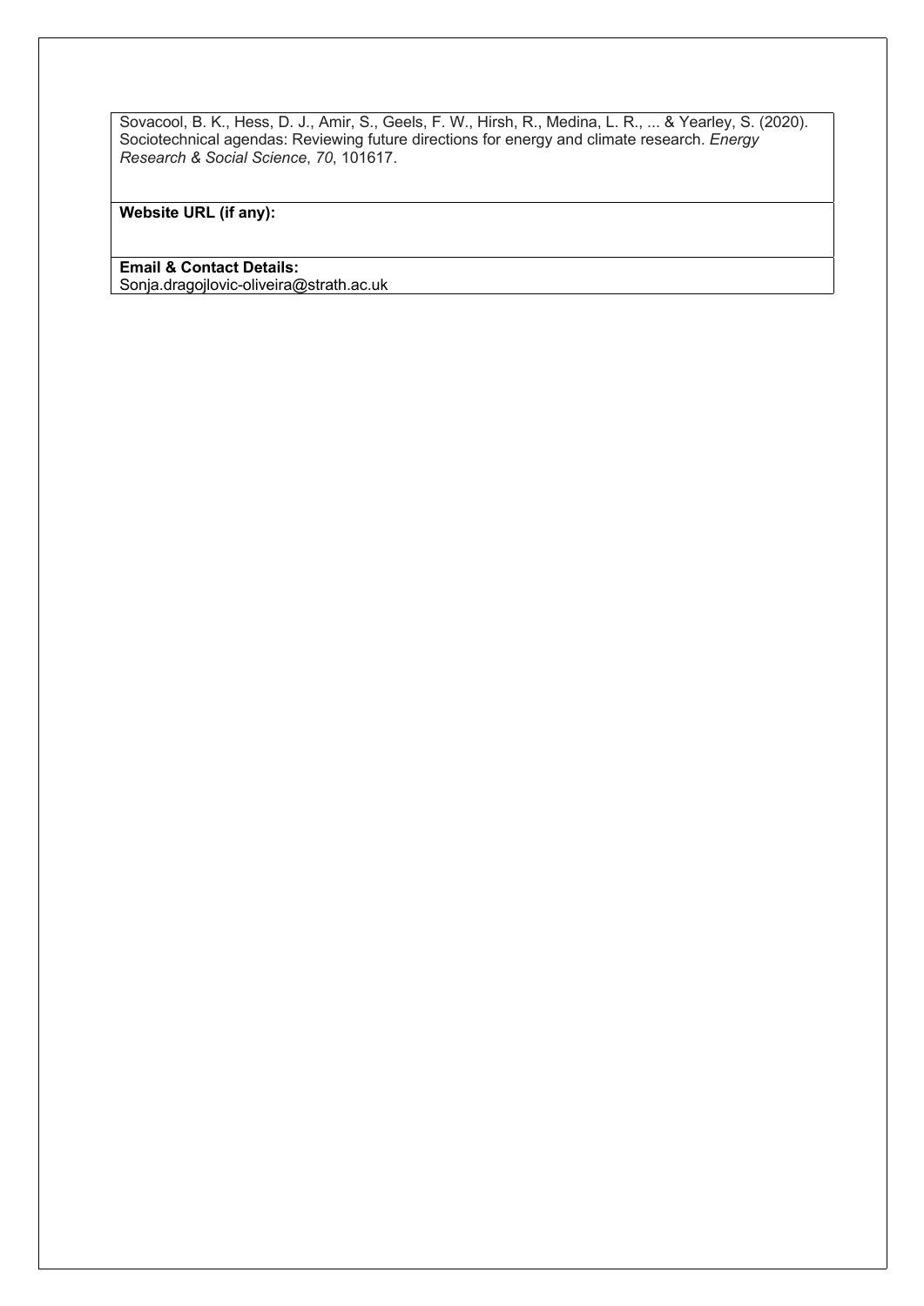Sovacool, B. K., Hess, D. J., Amir, S., Geels, F. W., Hirsh, R., Medina, L. R., ... & Yearley, S. (2020). Sociotechnical agendas: Reviewing future directions for energy and climate research. *Energy Research & Social Science*, *70*, 101617.

**Website URL (if any):**

**Email & Contact Details:**
Sonja.dragojlovic-oliveira@strath.ac.uk